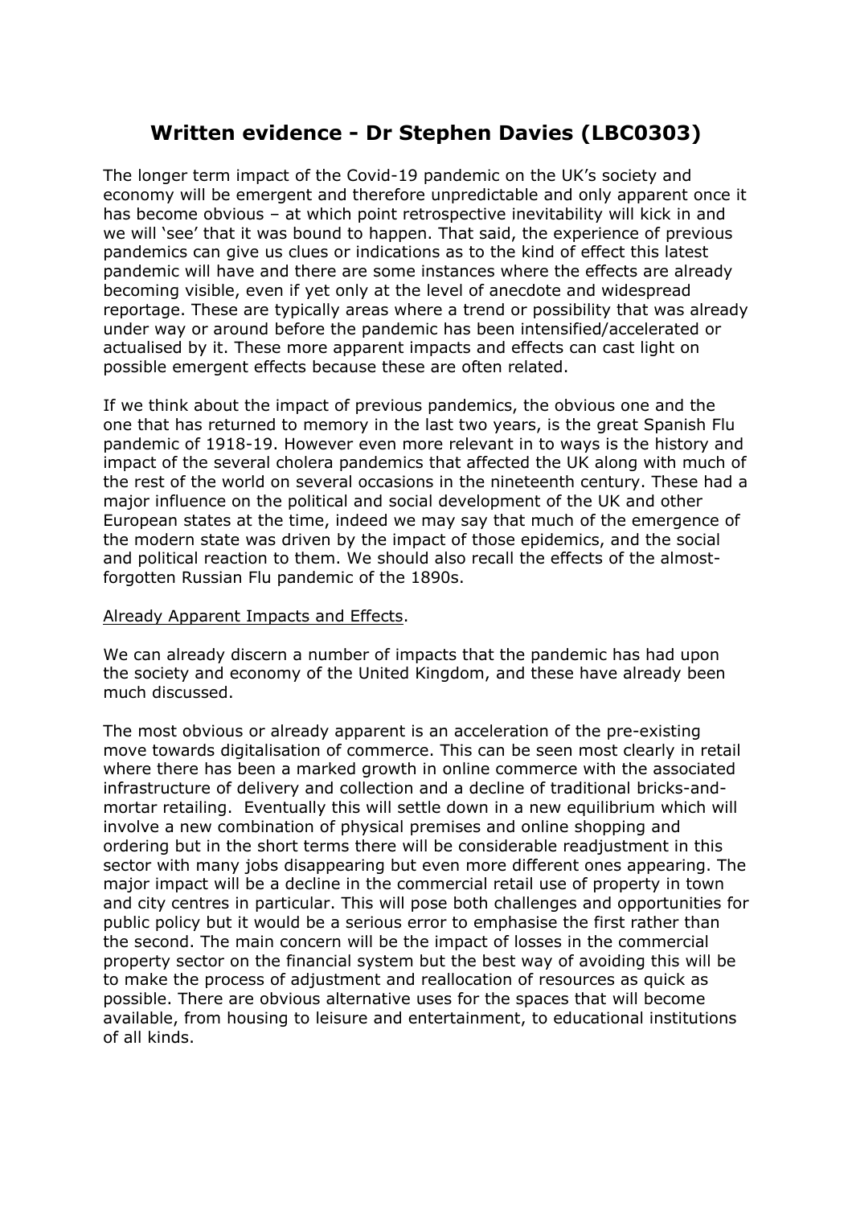# Written evidence - Dr Stephen Davies (LBC0303)

The longer term impact of the Covid-19 pandemic on the UK's society and economy will be emergent and therefore unpredictable and only apparent once it has become obvious – at which point retrospective inevitability will kick in and we will 'see' that it was bound to happen. That said, the experience of previous pandemics can give us clues or indications as to the kind of effect this latest pandemic will have and there are some instances where the effects are already becoming visible, even if yet only at the level of anecdote and widespread reportage. These are typically areas where a trend or possibility that was already under way or around before the pandemic has been intensified/accelerated or actualised by it. These more apparent impacts and effects can cast light on possible emergent effects because these are often related.

If we think about the impact of previous pandemics, the obvious one and the one that has returned to memory in the last two years, is the great Spanish Flu pandemic of 1918-19. However even more relevant in to ways is the history and impact of the several cholera pandemics that affected the UK along with much of the rest of the world on several occasions in the nineteenth century. These had a major influence on the political and social development of the UK and other European states at the time, indeed we may say that much of the emergence of the modern state was driven by the impact of those epidemics, and the social and political reaction to them. We should also recall the effects of the almost-forgotten Russian Flu pandemic of the 1890s.

<u>Already Apparent Impacts and Effects</u>.

We can already discern a number of impacts that the pandemic has had upon the society and economy of the United Kingdom, and these have already been much discussed.

The most obvious or already apparent is an acceleration of the pre-existing move towards digitalisation of commerce. This can be seen most clearly in retail where there has been a marked growth in online commerce with the associated infrastructure of delivery and collection and a decline of traditional bricks-and-mortar retailing. Eventually this will settle down in a new equilibrium which will involve a new combination of physical premises and online shopping and ordering but in the short terms there will be considerable readjustment in this sector with many jobs disappearing but even more different ones appearing. The major impact will be a decline in the commercial retail use of property in town and city centres in particular. This will pose both challenges and opportunities for public policy but it would be a serious error to emphasise the first rather than the second. The main concern will be the impact of losses in the commercial property sector on the financial system but the best way of avoiding this will be to make the process of adjustment and reallocation of resources as quick as possible. There are obvious alternative uses for the spaces that will become available, from housing to leisure and entertainment, to educational institutions of all kinds.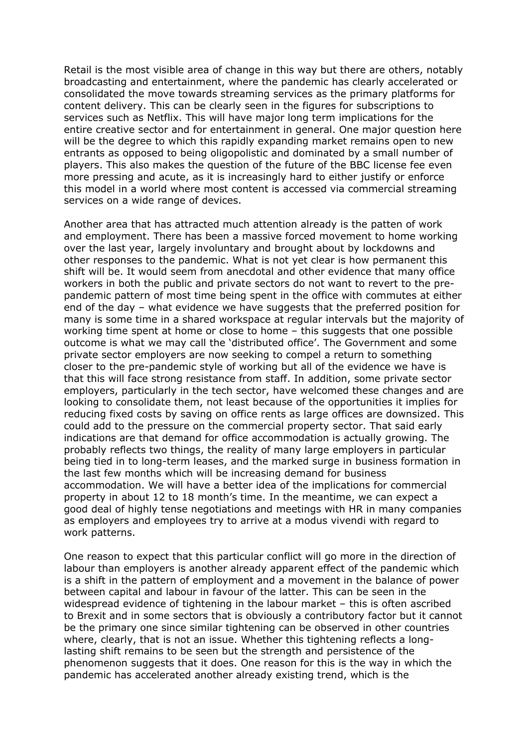Retail is the most visible area of change in this way but there are others, notably broadcasting and entertainment, where the pandemic has clearly accelerated or consolidated the move towards streaming services as the primary platforms for content delivery. This can be clearly seen in the figures for subscriptions to services such as Netflix. This will have major long term implications for the entire creative sector and for entertainment in general. One major question here will be the degree to which this rapidly expanding market remains open to new entrants as opposed to being oligopolistic and dominated by a small number of players. This also makes the question of the future of the BBC license fee even more pressing and acute, as it is increasingly hard to either justify or enforce this model in a world where most content is accessed via commercial streaming services on a wide range of devices.

Another area that has attracted much attention already is the patten of work and employment. There has been a massive forced movement to home working over the last year, largely involuntary and brought about by lockdowns and other responses to the pandemic. What is not yet clear is how permanent this shift will be. It would seem from anecdotal and other evidence that many office workers in both the public and private sectors do not want to revert to the pre-pandemic pattern of most time being spent in the office with commutes at either end of the day – what evidence we have suggests that the preferred position for many is some time in a shared workspace at regular intervals but the majority of working time spent at home or close to home – this suggests that one possible outcome is what we may call the 'distributed office'. The Government and some private sector employers are now seeking to compel a return to something closer to the pre-pandemic style of working but all of the evidence we have is that this will face strong resistance from staff. In addition, some private sector employers, particularly in the tech sector, have welcomed these changes and are looking to consolidate them, not least because of the opportunities it implies for reducing fixed costs by saving on office rents as large offices are downsized. This could add to the pressure on the commercial property sector. That said early indications are that demand for office accommodation is actually growing. The probably reflects two things, the reality of many large employers in particular being tied in to long-term leases, and the marked surge in business formation in the last few months which will be increasing demand for business accommodation. We will have a better idea of the implications for commercial property in about 12 to 18 month's time. In the meantime, we can expect a good deal of highly tense negotiations and meetings with HR in many companies as employers and employees try to arrive at a modus vivendi with regard to work patterns.

One reason to expect that this particular conflict will go more in the direction of labour than employers is another already apparent effect of the pandemic which is a shift in the pattern of employment and a movement in the balance of power between capital and labour in favour of the latter. This can be seen in the widespread evidence of tightening in the labour market – this is often ascribed to Brexit and in some sectors that is obviously a contributory factor but it cannot be the primary one since similar tightening can be observed in other countries where, clearly, that is not an issue. Whether this tightening reflects a long-lasting shift remains to be seen but the strength and persistence of the phenomenon suggests that it does. One reason for this is the way in which the pandemic has accelerated another already existing trend, which is the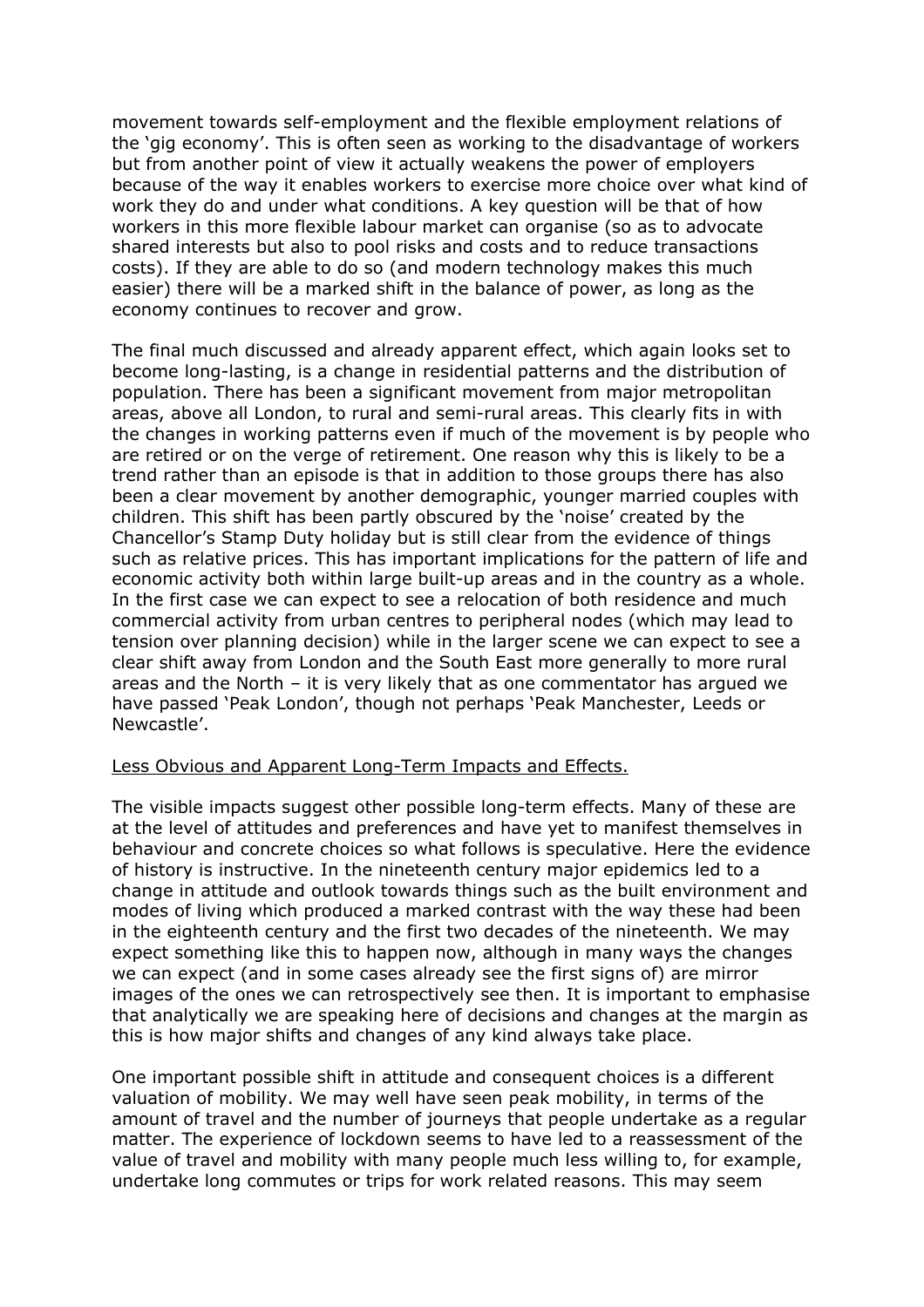movement towards self-employment and the flexible employment relations of the 'gig economy'. This is often seen as working to the disadvantage of workers but from another point of view it actually weakens the power of employers because of the way it enables workers to exercise more choice over what kind of work they do and under what conditions. A key question will be that of how workers in this more flexible labour market can organise (so as to advocate shared interests but also to pool risks and costs and to reduce transactions costs). If they are able to do so (and modern technology makes this much easier) there will be a marked shift in the balance of power, as long as the economy continues to recover and grow.

The final much discussed and already apparent effect, which again looks set to become long-lasting, is a change in residential patterns and the distribution of population. There has been a significant movement from major metropolitan areas, above all London, to rural and semi-rural areas. This clearly fits in with the changes in working patterns even if much of the movement is by people who are retired or on the verge of retirement. One reason why this is likely to be a trend rather than an episode is that in addition to those groups there has also been a clear movement by another demographic, younger married couples with children. This shift has been partly obscured by the 'noise' created by the Chancellor's Stamp Duty holiday but is still clear from the evidence of things such as relative prices. This has important implications for the pattern of life and economic activity both within large built-up areas and in the country as a whole. In the first case we can expect to see a relocation of both residence and much commercial activity from urban centres to peripheral nodes (which may lead to tension over planning decision) while in the larger scene we can expect to see a clear shift away from London and the South East more generally to more rural areas and the North – it is very likely that as one commentator has argued we have passed 'Peak London', though not perhaps 'Peak Manchester, Leeds or Newcastle'.

## Less Obvious and Apparent Long-Term Impacts and Effects.

The visible impacts suggest other possible long-term effects. Many of these are at the level of attitudes and preferences and have yet to manifest themselves in behaviour and concrete choices so what follows is speculative. Here the evidence of history is instructive. In the nineteenth century major epidemics led to a change in attitude and outlook towards things such as the built environment and modes of living which produced a marked contrast with the way these had been in the eighteenth century and the first two decades of the nineteenth. We may expect something like this to happen now, although in many ways the changes we can expect (and in some cases already see the first signs of) are mirror images of the ones we can retrospectively see then. It is important to emphasise that analytically we are speaking here of decisions and changes at the margin as this is how major shifts and changes of any kind always take place.

One important possible shift in attitude and consequent choices is a different valuation of mobility. We may well have seen peak mobility, in terms of the amount of travel and the number of journeys that people undertake as a regular matter. The experience of lockdown seems to have led to a reassessment of the value of travel and mobility with many people much less willing to, for example, undertake long commutes or trips for work related reasons. This may seem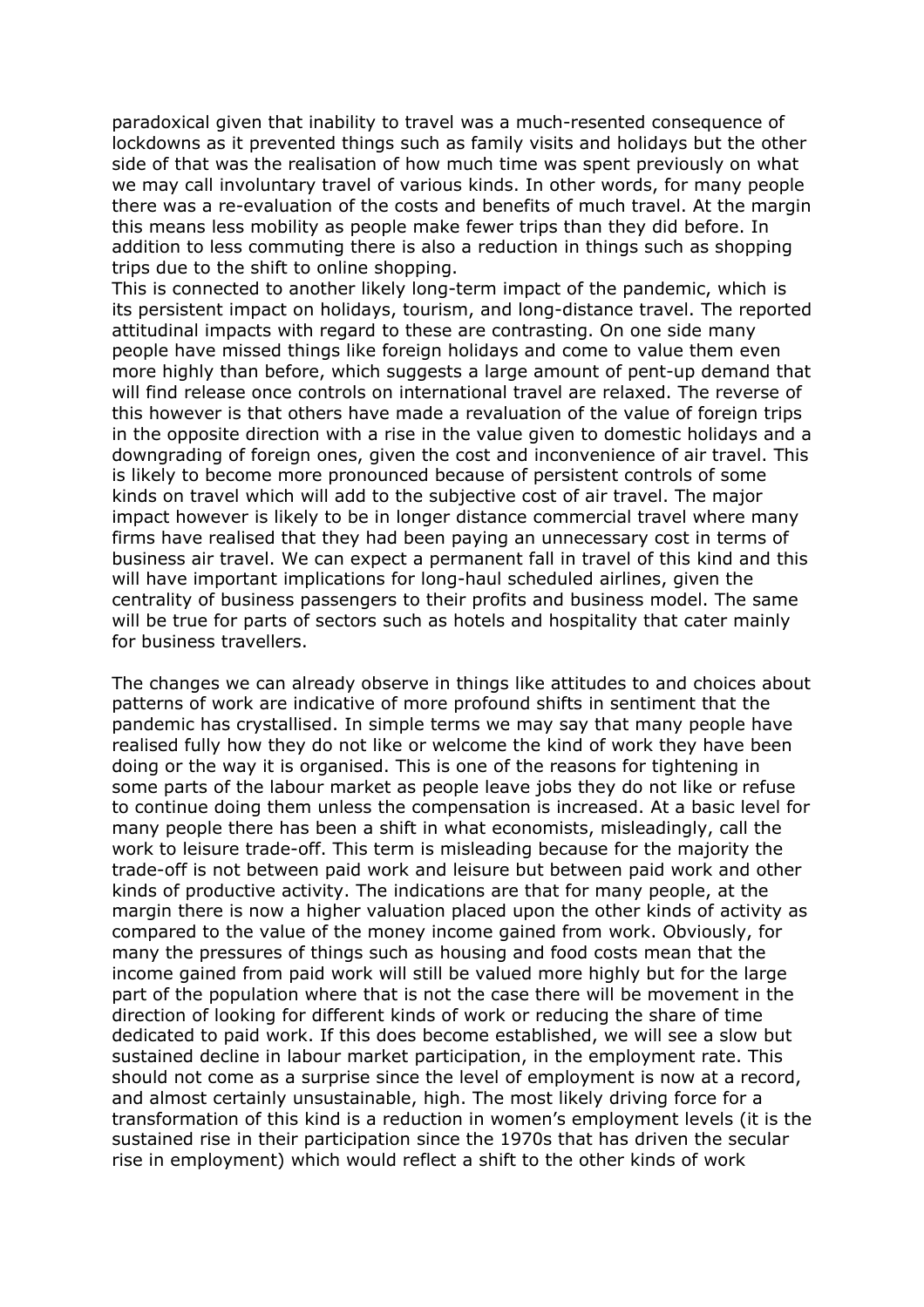paradoxical given that inability to travel was a much-resented consequence of lockdowns as it prevented things such as family visits and holidays but the other side of that was the realisation of how much time was spent previously on what we may call involuntary travel of various kinds. In other words, for many people there was a re-evaluation of the costs and benefits of much travel. At the margin this means less mobility as people make fewer trips than they did before. In addition to less commuting there is also a reduction in things such as shopping trips due to the shift to online shopping.

This is connected to another likely long-term impact of the pandemic, which is its persistent impact on holidays, tourism, and long-distance travel. The reported attitudinal impacts with regard to these are contrasting. On one side many people have missed things like foreign holidays and come to value them even more highly than before, which suggests a large amount of pent-up demand that will find release once controls on international travel are relaxed. The reverse of this however is that others have made a revaluation of the value of foreign trips in the opposite direction with a rise in the value given to domestic holidays and a downgrading of foreign ones, given the cost and inconvenience of air travel. This is likely to become more pronounced because of persistent controls of some kinds on travel which will add to the subjective cost of air travel. The major impact however is likely to be in longer distance commercial travel where many firms have realised that they had been paying an unnecessary cost in terms of business air travel. We can expect a permanent fall in travel of this kind and this will have important implications for long-haul scheduled airlines, given the centrality of business passengers to their profits and business model. The same will be true for parts of sectors such as hotels and hospitality that cater mainly for business travellers.

The changes we can already observe in things like attitudes to and choices about patterns of work are indicative of more profound shifts in sentiment that the pandemic has crystallised. In simple terms we may say that many people have realised fully how they do not like or welcome the kind of work they have been doing or the way it is organised. This is one of the reasons for tightening in some parts of the labour market as people leave jobs they do not like or refuse to continue doing them unless the compensation is increased. At a basic level for many people there has been a shift in what economists, misleadingly, call the work to leisure trade-off. This term is misleading because for the majority the trade-off is not between paid work and leisure but between paid work and other kinds of productive activity. The indications are that for many people, at the margin there is now a higher valuation placed upon the other kinds of activity as compared to the value of the money income gained from work. Obviously, for many the pressures of things such as housing and food costs mean that the income gained from paid work will still be valued more highly but for the large part of the population where that is not the case there will be movement in the direction of looking for different kinds of work or reducing the share of time dedicated to paid work. If this does become established, we will see a slow but sustained decline in labour market participation, in the employment rate. This should not come as a surprise since the level of employment is now at a record, and almost certainly unsustainable, high. The most likely driving force for a transformation of this kind is a reduction in women's employment levels (it is the sustained rise in their participation since the 1970s that has driven the secular rise in employment) which would reflect a shift to the other kinds of work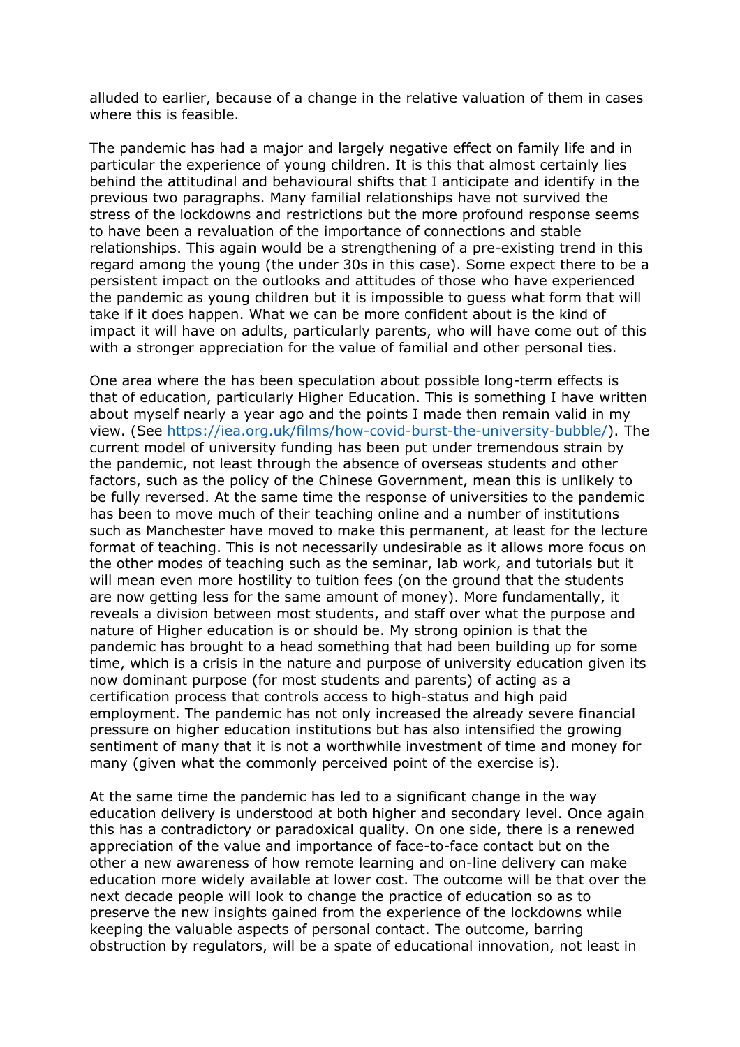alluded to earlier, because of a change in the relative valuation of them in cases where this is feasible.

The pandemic has had a major and largely negative effect on family life and in particular the experience of young children. It is this that almost certainly lies behind the attitudinal and behavioural shifts that I anticipate and identify in the previous two paragraphs. Many familial relationships have not survived the stress of the lockdowns and restrictions but the more profound response seems to have been a revaluation of the importance of connections and stable relationships. This again would be a strengthening of a pre-existing trend in this regard among the young (the under 30s in this case). Some expect there to be a persistent impact on the outlooks and attitudes of those who have experienced the pandemic as young children but it is impossible to guess what form that will take if it does happen. What we can be more confident about is the kind of impact it will have on adults, particularly parents, who will have come out of this with a stronger appreciation for the value of familial and other personal ties.

One area where the has been speculation about possible long-term effects is that of education, particularly Higher Education. This is something I have written about myself nearly a year ago and the points I made then remain valid in my view. (See [https://iea.org.uk/films/how-covid-burst-the-university-bubble/](https://iea.org.uk/films/how-covid-burst-the-university-bubble/)). The current model of university funding has been put under tremendous strain by the pandemic, not least through the absence of overseas students and other factors, such as the policy of the Chinese Government, mean this is unlikely to be fully reversed. At the same time the response of universities to the pandemic has been to move much of their teaching online and a number of institutions such as Manchester have moved to make this permanent, at least for the lecture format of teaching. This is not necessarily undesirable as it allows more focus on the other modes of teaching such as the seminar, lab work, and tutorials but it will mean even more hostility to tuition fees (on the ground that the students are now getting less for the same amount of money). More fundamentally, it reveals a division between most students, and staff over what the purpose and nature of Higher education is or should be. My strong opinion is that the pandemic has brought to a head something that had been building up for some time, which is a crisis in the nature and purpose of university education given its now dominant purpose (for most students and parents) of acting as a certification process that controls access to high-status and high paid employment. The pandemic has not only increased the already severe financial pressure on higher education institutions but has also intensified the growing sentiment of many that it is not a worthwhile investment of time and money for many (given what the commonly perceived point of the exercise is).

At the same time the pandemic has led to a significant change in the way education delivery is understood at both higher and secondary level. Once again this has a contradictory or paradoxical quality. On one side, there is a renewed appreciation of the value and importance of face-to-face contact but on the other a new awareness of how remote learning and on-line delivery can make education more widely available at lower cost. The outcome will be that over the next decade people will look to change the practice of education so as to preserve the new insights gained from the experience of the lockdowns while keeping the valuable aspects of personal contact. The outcome, barring obstruction by regulators, will be a spate of educational innovation, not least in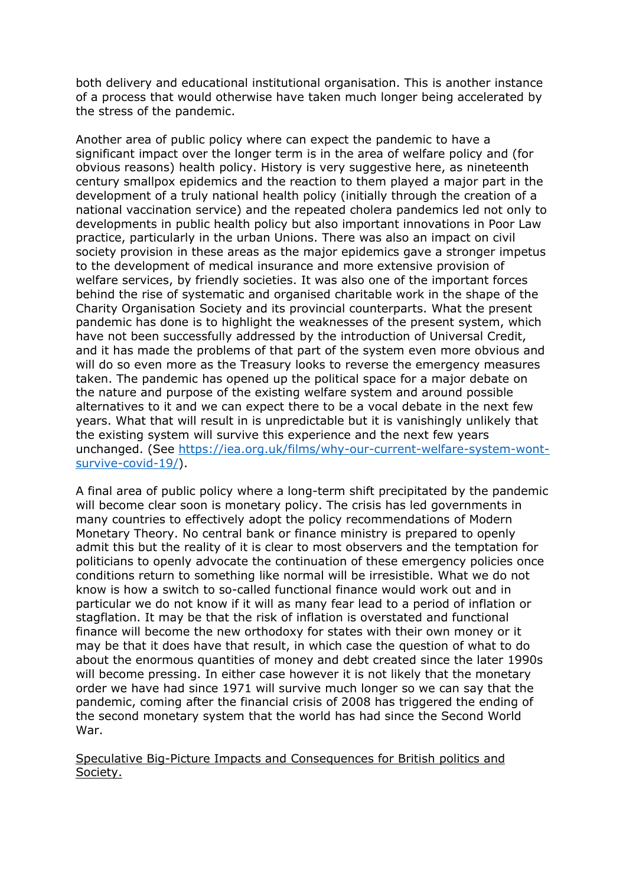both delivery and educational institutional organisation. This is another instance of a process that would otherwise have taken much longer being accelerated by the stress of the pandemic.

Another area of public policy where can expect the pandemic to have a significant impact over the longer term is in the area of welfare policy and (for obvious reasons) health policy. History is very suggestive here, as nineteenth century smallpox epidemics and the reaction to them played a major part in the development of a truly national health policy (initially through the creation of a national vaccination service) and the repeated cholera pandemics led not only to developments in public health policy but also important innovations in Poor Law practice, particularly in the urban Unions. There was also an impact on civil society provision in these areas as the major epidemics gave a stronger impetus to the development of medical insurance and more extensive provision of welfare services, by friendly societies. It was also one of the important forces behind the rise of systematic and organised charitable work in the shape of the Charity Organisation Society and its provincial counterparts. What the present pandemic has done is to highlight the weaknesses of the present system, which have not been successfully addressed by the introduction of Universal Credit, and it has made the problems of that part of the system even more obvious and will do so even more as the Treasury looks to reverse the emergency measures taken. The pandemic has opened up the political space for a major debate on the nature and purpose of the existing welfare system and around possible alternatives to it and we can expect there to be a vocal debate in the next few years. What that will result in is unpredictable but it is vanishingly unlikely that the existing system will survive this experience and the next few years unchanged. (See [https://iea.org.uk/films/why-our-current-welfare-system-wont-survive-covid-19/](https://iea.org.uk/films/why-our-current-welfare-system-wont-survive-covid-19/)).

A final area of public policy where a long-term shift precipitated by the pandemic will become clear soon is monetary policy. The crisis has led governments in many countries to effectively adopt the policy recommendations of Modern Monetary Theory. No central bank or finance ministry is prepared to openly admit this but the reality of it is clear to most observers and the temptation for politicians to openly advocate the continuation of these emergency policies once conditions return to something like normal will be irresistible. What we do not know is how a switch to so-called functional finance would work out and in particular we do not know if it will as many fear lead to a period of inflation or stagflation. It may be that the risk of inflation is overstated and functional finance will become the new orthodoxy for states with their own money or it may be that it does have that result, in which case the question of what to do about the enormous quantities of money and debt created since the later 1990s will become pressing. In either case however it is not likely that the monetary order we have had since 1971 will survive much longer so we can say that the pandemic, coming after the financial crisis of 2008 has triggered the ending of the second monetary system that the world has had since the Second World War.

<u>Speculative Big-Picture Impacts and Consequences for British politics and Society.</u>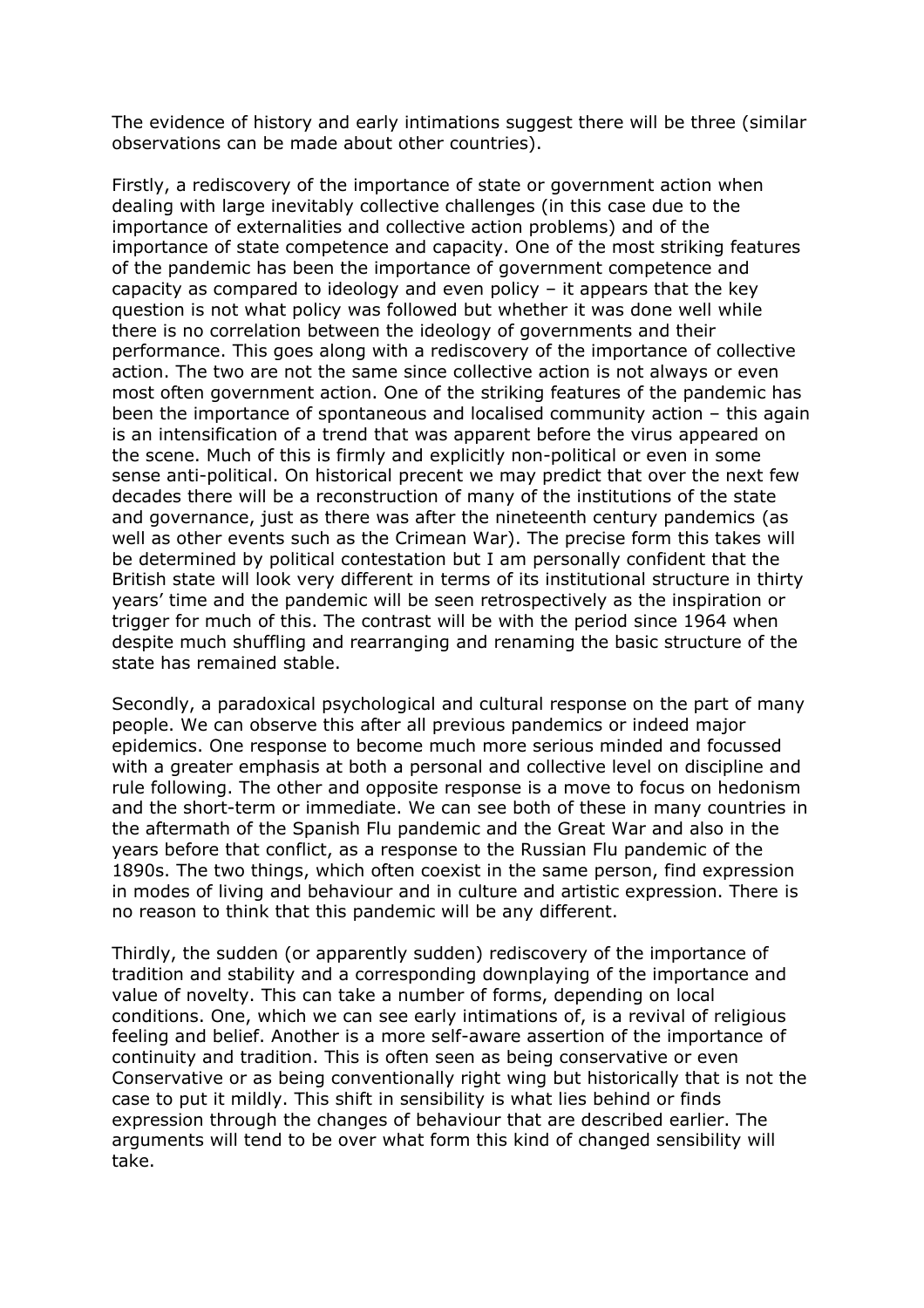The evidence of history and early intimations suggest there will be three (similar observations can be made about other countries).

Firstly, a rediscovery of the importance of state or government action when dealing with large inevitably collective challenges (in this case due to the importance of externalities and collective action problems) and of the importance of state competence and capacity. One of the most striking features of the pandemic has been the importance of government competence and capacity as compared to ideology and even policy – it appears that the key question is not what policy was followed but whether it was done well while there is no correlation between the ideology of governments and their performance. This goes along with a rediscovery of the importance of collective action. The two are not the same since collective action is not always or even most often government action. One of the striking features of the pandemic has been the importance of spontaneous and localised community action – this again is an intensification of a trend that was apparent before the virus appeared on the scene. Much of this is firmly and explicitly non-political or even in some sense anti-political. On historical precent we may predict that over the next few decades there will be a reconstruction of many of the institutions of the state and governance, just as there was after the nineteenth century pandemics (as well as other events such as the Crimean War). The precise form this takes will be determined by political contestation but I am personally confident that the British state will look very different in terms of its institutional structure in thirty years' time and the pandemic will be seen retrospectively as the inspiration or trigger for much of this. The contrast will be with the period since 1964 when despite much shuffling and rearranging and renaming the basic structure of the state has remained stable.

Secondly, a paradoxical psychological and cultural response on the part of many people. We can observe this after all previous pandemics or indeed major epidemics. One response to become much more serious minded and focussed with a greater emphasis at both a personal and collective level on discipline and rule following. The other and opposite response is a move to focus on hedonism and the short-term or immediate. We can see both of these in many countries in the aftermath of the Spanish Flu pandemic and the Great War and also in the years before that conflict, as a response to the Russian Flu pandemic of the 1890s. The two things, which often coexist in the same person, find expression in modes of living and behaviour and in culture and artistic expression. There is no reason to think that this pandemic will be any different.

Thirdly, the sudden (or apparently sudden) rediscovery of the importance of tradition and stability and a corresponding downplaying of the importance and value of novelty. This can take a number of forms, depending on local conditions. One, which we can see early intimations of, is a revival of religious feeling and belief. Another is a more self-aware assertion of the importance of continuity and tradition. This is often seen as being conservative or even Conservative or as being conventionally right wing but historically that is not the case to put it mildly. This shift in sensibility is what lies behind or finds expression through the changes of behaviour that are described earlier. The arguments will tend to be over what form this kind of changed sensibility will take.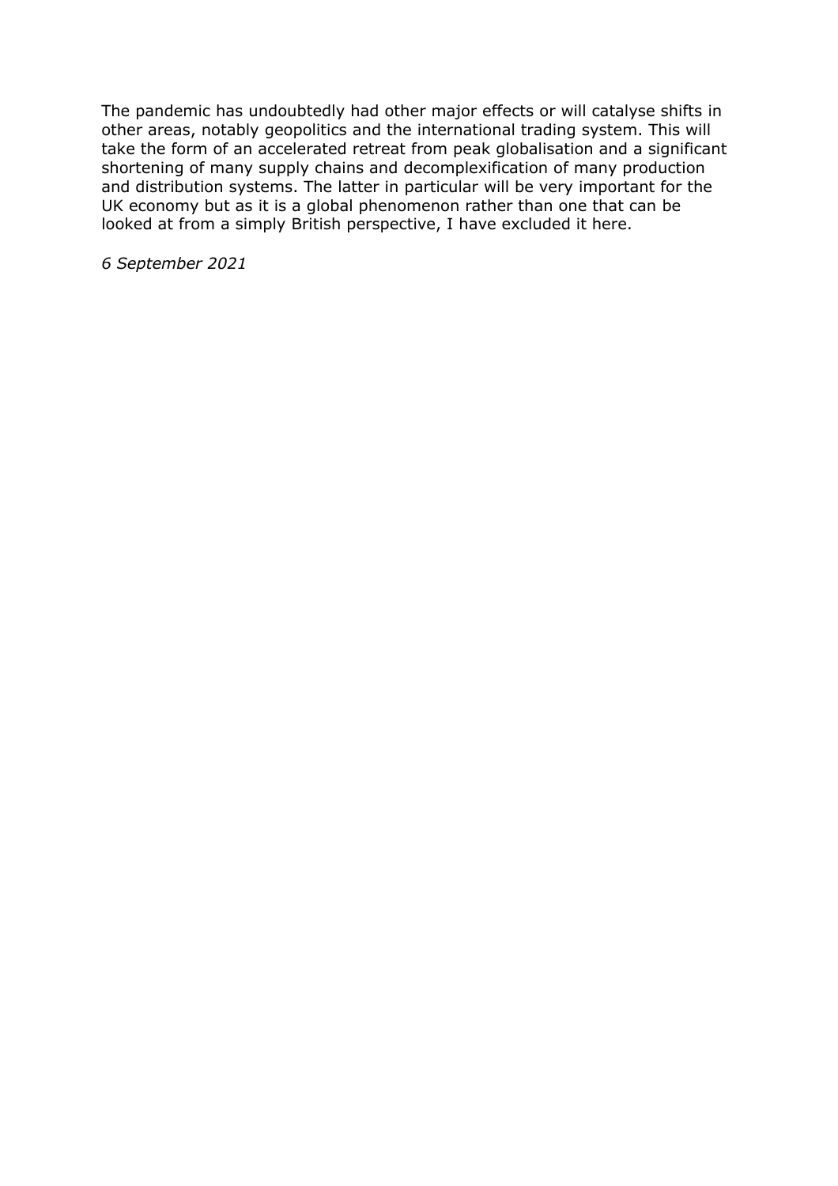The pandemic has undoubtedly had other major effects or will catalyse shifts in other areas, notably geopolitics and the international trading system. This will take the form of an accelerated retreat from peak globalisation and a significant shortening of many supply chains and decomplexification of many production and distribution systems. The latter in particular will be very important for the UK economy but as it is a global phenomenon rather than one that can be looked at from a simply British perspective, I have excluded it here.

*6 September 2021*